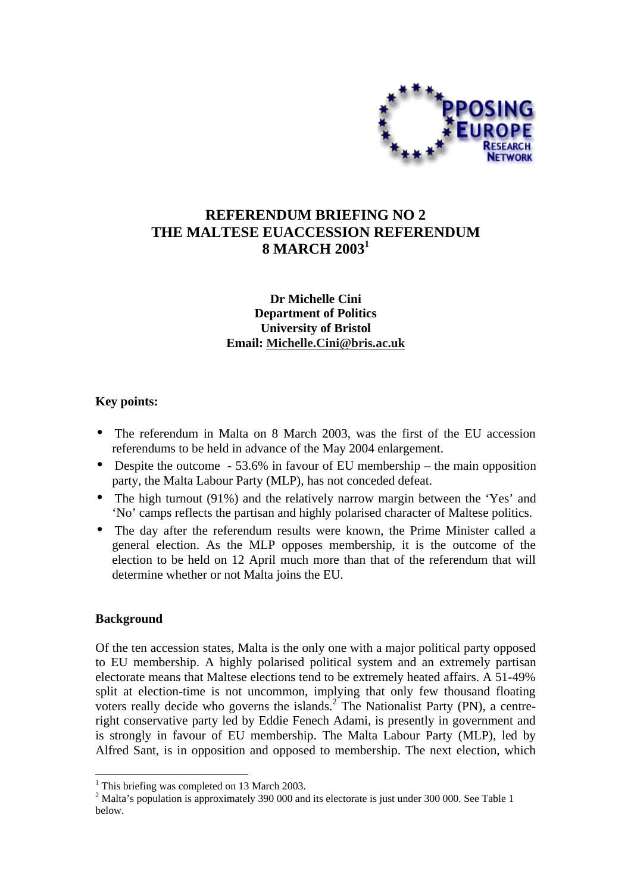# REFERENDUM BRIEFING NO 2
# THE MALTESE EUACCESSION REFERENDUM
# 8 MARCH 2003[1]

**Dr Michelle Cini**
**Department of Politics**
**University of Bristol**
**Email: Michelle.Cini@bris.ac.uk**

### Key points:

- The referendum in Malta on 8 March 2003, was the first of the EU accession referendums to be held in advance of the May 2004 enlargement.
- Despite the outcome - 53.6% in favour of EU membership – the main opposition party, the Malta Labour Party (MLP), has not conceded defeat.
- The high turnout (91%) and the relatively narrow margin between the 'Yes' and 'No' camps reflects the partisan and highly polarised character of Maltese politics.
- The day after the referendum results were known, the Prime Minister called a general election. As the MLP opposes membership, it is the outcome of the election to be held on 12 April much more than that of the referendum that will determine whether or not Malta joins the EU.

### Background

Of the ten accession states, Malta is the only one with a major political party opposed to EU membership. A highly polarised political system and an extremely partisan electorate means that Maltese elections tend to be extremely heated affairs. A 51-49% split at election-time is not uncommon, implying that only few thousand floating voters really decide who governs the islands.[2] The Nationalist Party (PN), a centre-right conservative party led by Eddie Fenech Adami, is presently in government and is strongly in favour of EU membership. The Malta Labour Party (MLP), led by Alfred Sant, is in opposition and opposed to membership. The next election, which

[1] This briefing was completed on 13 March 2003.

[2] Malta's population is approximately 390 000 and its electorate is just under 300 000. See Table 1 below.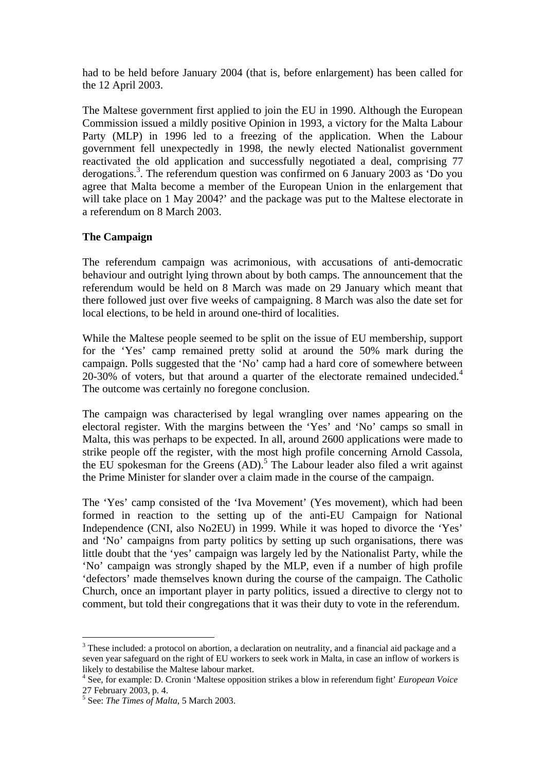had to be held before January 2004 (that is, before enlargement) has been called for the 12 April 2003.

The Maltese government first applied to join the EU in 1990. Although the European Commission issued a mildly positive Opinion in 1993, a victory for the Malta Labour Party (MLP) in 1996 led to a freezing of the application. When the Labour government fell unexpectedly in 1998, the newly elected Nationalist government reactivated the old application and successfully negotiated a deal, comprising 77 derogations.[3]. The referendum question was confirmed on 6 January 2003 as 'Do you agree that Malta become a member of the European Union in the enlargement that will take place on 1 May 2004?' and the package was put to the Maltese electorate in a referendum on 8 March 2003.

**The Campaign**

The referendum campaign was acrimonious, with accusations of anti-democratic behaviour and outright lying thrown about by both camps. The announcement that the referendum would be held on 8 March was made on 29 January which meant that there followed just over five weeks of campaigning. 8 March was also the date set for local elections, to be held in around one-third of localities.

While the Maltese people seemed to be split on the issue of EU membership, support for the 'Yes' camp remained pretty solid at around the 50% mark during the campaign. Polls suggested that the 'No' camp had a hard core of somewhere between 20-30% of voters, but that around a quarter of the electorate remained undecided.[4] The outcome was certainly no foregone conclusion.

The campaign was characterised by legal wrangling over names appearing on the electoral register. With the margins between the 'Yes' and 'No' camps so small in Malta, this was perhaps to be expected. In all, around 2600 applications were made to strike people off the register, with the most high profile concerning Arnold Cassola, the EU spokesman for the Greens (AD).[5] The Labour leader also filed a writ against the Prime Minister for slander over a claim made in the course of the campaign.

The 'Yes' camp consisted of the 'Iva Movement' (Yes movement), which had been formed in reaction to the setting up of the anti-EU Campaign for National Independence (CNI, also No2EU) in 1999. While it was hoped to divorce the 'Yes' and 'No' campaigns from party politics by setting up such organisations, there was little doubt that the 'yes' campaign was largely led by the Nationalist Party, while the 'No' campaign was strongly shaped by the MLP, even if a number of high profile 'defectors' made themselves known during the course of the campaign. The Catholic Church, once an important player in party politics, issued a directive to clergy not to comment, but told their congregations that it was their duty to vote in the referendum.

---

[3] These included: a protocol on abortion, a declaration on neutrality, and a financial aid package and a seven year safeguard on the right of EU workers to seek work in Malta, in case an inflow of workers is likely to destabilise the Maltese labour market.

[4] See, for example: D. Cronin 'Maltese opposition strikes a blow in referendum fight' *European Voice* 27 February 2003, p. 4.

[5] See: *The Times of Malta*, 5 March 2003.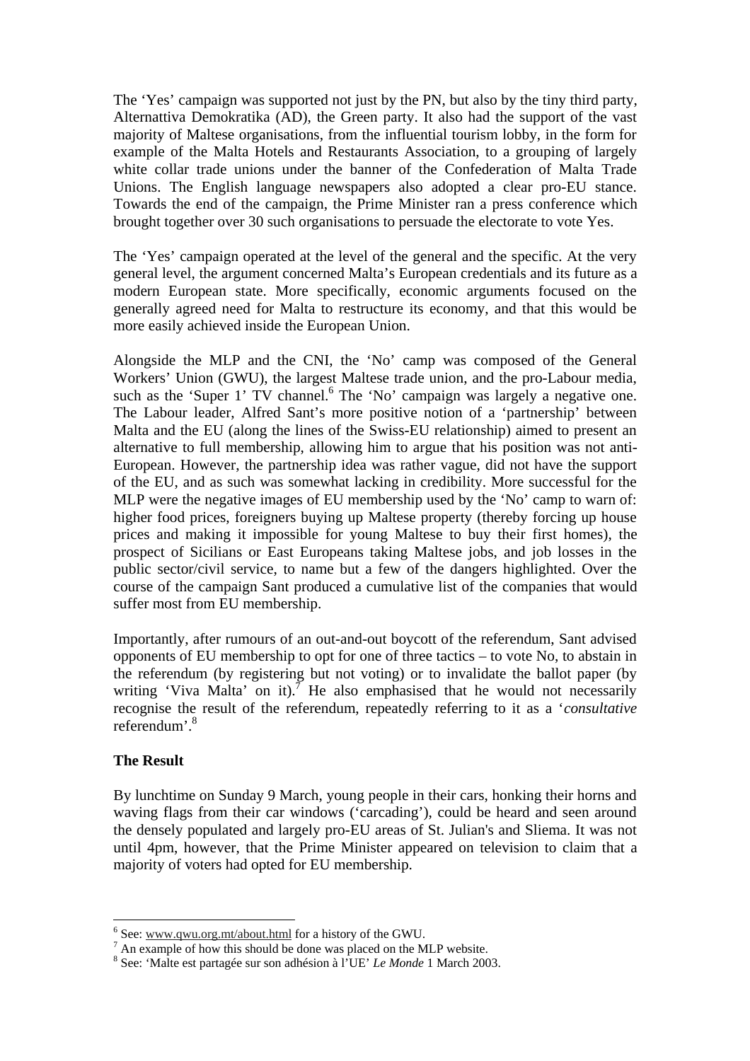The 'Yes' campaign was supported not just by the PN, but also by the tiny third party, Alternattiva Demokratika (AD), the Green party. It also had the support of the vast majority of Maltese organisations, from the influential tourism lobby, in the form for example of the Malta Hotels and Restaurants Association, to a grouping of largely white collar trade unions under the banner of the Confederation of Malta Trade Unions. The English language newspapers also adopted a clear pro-EU stance. Towards the end of the campaign, the Prime Minister ran a press conference which brought together over 30 such organisations to persuade the electorate to vote Yes.

The 'Yes' campaign operated at the level of the general and the specific. At the very general level, the argument concerned Malta's European credentials and its future as a modern European state. More specifically, economic arguments focused on the generally agreed need for Malta to restructure its economy, and that this would be more easily achieved inside the European Union.

Alongside the MLP and the CNI, the 'No' camp was composed of the General Workers' Union (GWU), the largest Maltese trade union, and the pro-Labour media, such as the 'Super 1' TV channel.[6] The 'No' campaign was largely a negative one. The Labour leader, Alfred Sant's more positive notion of a 'partnership' between Malta and the EU (along the lines of the Swiss-EU relationship) aimed to present an alternative to full membership, allowing him to argue that his position was not anti-European. However, the partnership idea was rather vague, did not have the support of the EU, and as such was somewhat lacking in credibility. More successful for the MLP were the negative images of EU membership used by the 'No' camp to warn of: higher food prices, foreigners buying up Maltese property (thereby forcing up house prices and making it impossible for young Maltese to buy their first homes), the prospect of Sicilians or East Europeans taking Maltese jobs, and job losses in the public sector/civil service, to name but a few of the dangers highlighted. Over the course of the campaign Sant produced a cumulative list of the companies that would suffer most from EU membership.

Importantly, after rumours of an out-and-out boycott of the referendum, Sant advised opponents of EU membership to opt for one of three tactics – to vote No, to abstain in the referendum (by registering but not voting) or to invalidate the ballot paper (by writing 'Viva Malta' on it).[7] He also emphasised that he would not necessarily recognise the result of the referendum, repeatedly referring to it as a '*consultative* referendum'.[8]

## The Result

By lunchtime on Sunday 9 March, young people in their cars, honking their horns and waving flags from their car windows ('carcading'), could be heard and seen around the densely populated and largely pro-EU areas of St. Julian's and Sliema. It was not until 4pm, however, that the Prime Minister appeared on television to claim that a majority of voters had opted for EU membership.

---

[6] See: www.gwu.org.mt/about.html for a history of the GWU.

[7] An example of how this should be done was placed on the MLP website.

[8] See: 'Malte est partagée sur son adhésion à l'UE' *Le Monde* 1 March 2003.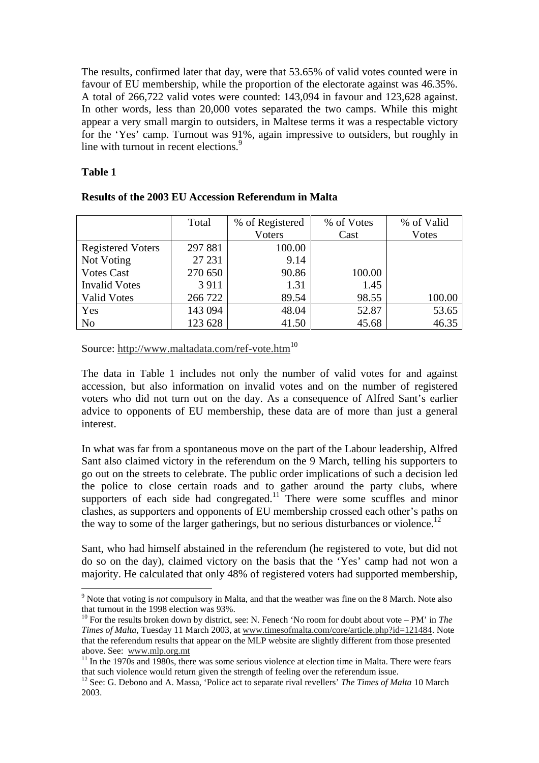The results, confirmed later that day, were that 53.65% of valid votes counted were in favour of EU membership, while the proportion of the electorate against was 46.35%. A total of 266,722 valid votes were counted: 143,094 in favour and 123,628 against. In other words, less than 20,000 votes separated the two camps. While this might appear a very small margin to outsiders, in Maltese terms it was a respectable victory for the 'Yes' camp. Turnout was 91%, again impressive to outsiders, but roughly in line with turnout in recent elections.[9]

**Table 1**

**Results of the 2003 EU Accession Referendum in Malta**

| | Total | % of Registered Voters | % of Votes Cast | % of Valid Votes |
|---|---|---|---|---|
| Registered Voters | 297 881 | 100.00 | | |
| Not Voting | 27 231 | 9.14 | | |
| Votes Cast | 270 650 | 90.86 | 100.00 | |
| Invalid Votes | 3 911 | 1.31 | 1.45 | |
| Valid Votes | 266 722 | 89.54 | 98.55 | 100.00 |
| Yes | 143 094 | 48.04 | 52.87 | 53.65 |
| No | 123 628 | 41.50 | 45.68 | 46.35 |

Source: http://www.maltadata.com/ref-vote.htm[10]

The data in Table 1 includes not only the number of valid votes for and against accession, but also information on invalid votes and on the number of registered voters who did not turn out on the day. As a consequence of Alfred Sant's earlier advice to opponents of EU membership, these data are of more than just a general interest.

In what was far from a spontaneous move on the part of the Labour leadership, Alfred Sant also claimed victory in the referendum on the 9 March, telling his supporters to go out on the streets to celebrate. The public order implications of such a decision led the police to close certain roads and to gather around the party clubs, where supporters of each side had congregated.[11] There were some scuffles and minor clashes, as supporters and opponents of EU membership crossed each other's paths on the way to some of the larger gatherings, but no serious disturbances or violence.[12]

Sant, who had himself abstained in the referendum (he registered to vote, but did not do so on the day), claimed victory on the basis that the 'Yes' camp had not won a majority. He calculated that only 48% of registered voters had supported membership,

---

[9] Note that voting is *not* compulsory in Malta, and that the weather was fine on the 8 March. Note also that turnout in the 1998 election was 93%.

[10] For the results broken down by district, see: N. Fenech 'No room for doubt about vote – PM' in *The Times of Malta*, Tuesday 11 March 2003, at www.timesofmalta.com/core/article.php?id=121484. Note that the referendum results that appear on the MLP website are slightly different from those presented above. See: www.mlp.org.mt

[11] In the 1970s and 1980s, there was some serious violence at election time in Malta. There were fears that such violence would return given the strength of feeling over the referendum issue.

[12] See: G. Debono and A. Massa, 'Police act to separate rival revellers' *The Times of Malta* 10 March 2003.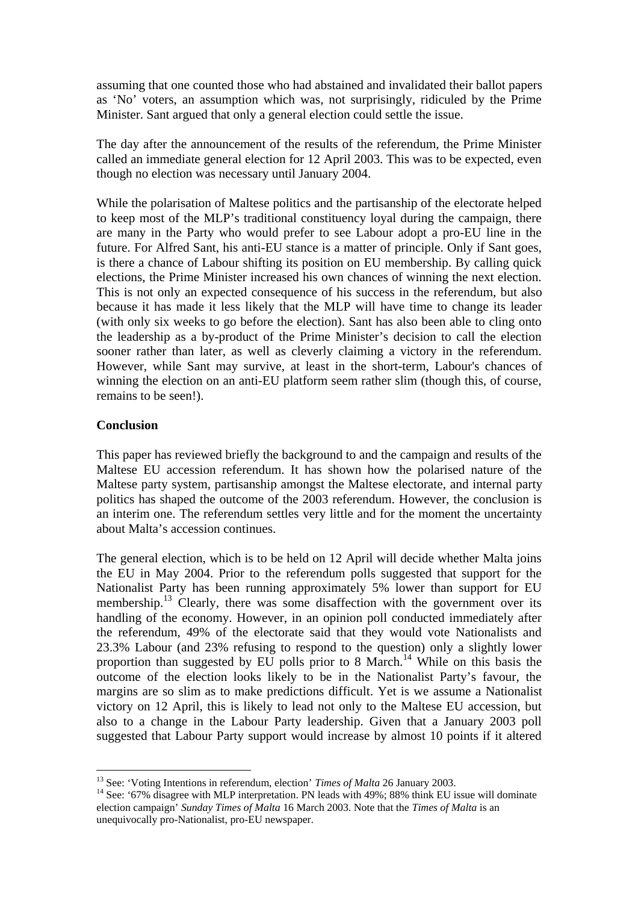assuming that one counted those who had abstained and invalidated their ballot papers as 'No' voters, an assumption which was, not surprisingly, ridiculed by the Prime Minister. Sant argued that only a general election could settle the issue.

The day after the announcement of the results of the referendum, the Prime Minister called an immediate general election for 12 April 2003. This was to be expected, even though no election was necessary until January 2004.

While the polarisation of Maltese politics and the partisanship of the electorate helped to keep most of the MLP's traditional constituency loyal during the campaign, there are many in the Party who would prefer to see Labour adopt a pro-EU line in the future. For Alfred Sant, his anti-EU stance is a matter of principle. Only if Sant goes, is there a chance of Labour shifting its position on EU membership. By calling quick elections, the Prime Minister increased his own chances of winning the next election. This is not only an expected consequence of his success in the referendum, but also because it has made it less likely that the MLP will have time to change its leader (with only six weeks to go before the election). Sant has also been able to cling onto the leadership as a by-product of the Prime Minister's decision to call the election sooner rather than later, as well as cleverly claiming a victory in the referendum. However, while Sant may survive, at least in the short-term, Labour's chances of winning the election on an anti-EU platform seem rather slim (though this, of course, remains to be seen!).

**Conclusion**

This paper has reviewed briefly the background to and the campaign and results of the Maltese EU accession referendum. It has shown how the polarised nature of the Maltese party system, partisanship amongst the Maltese electorate, and internal party politics has shaped the outcome of the 2003 referendum. However, the conclusion is an interim one. The referendum settles very little and for the moment the uncertainty about Malta's accession continues.

The general election, which is to be held on 12 April will decide whether Malta joins the EU in May 2004. Prior to the referendum polls suggested that support for the Nationalist Party has been running approximately 5% lower than support for EU membership.[13] Clearly, there was some disaffection with the government over its handling of the economy. However, in an opinion poll conducted immediately after the referendum, 49% of the electorate said that they would vote Nationalists and 23.3% Labour (and 23% refusing to respond to the question) only a slightly lower proportion than suggested by EU polls prior to 8 March.[14] While on this basis the outcome of the election looks likely to be in the Nationalist Party's favour, the margins are so slim as to make predictions difficult. Yet is we assume a Nationalist victory on 12 April, this is likely to lead not only to the Maltese EU accession, but also to a change in the Labour Party leadership. Given that a January 2003 poll suggested that Labour Party support would increase by almost 10 points if it altered

---

[13] See: 'Voting Intentions in referendum, election' *Times of Malta* 26 January 2003.

[14] See: '67% disagree with MLP interpretation. PN leads with 49%; 88% think EU issue will dominate election campaign' *Sunday Times of Malta* 16 March 2003. Note that the *Times of Malta* is an unequivocally pro-Nationalist, pro-EU newspaper.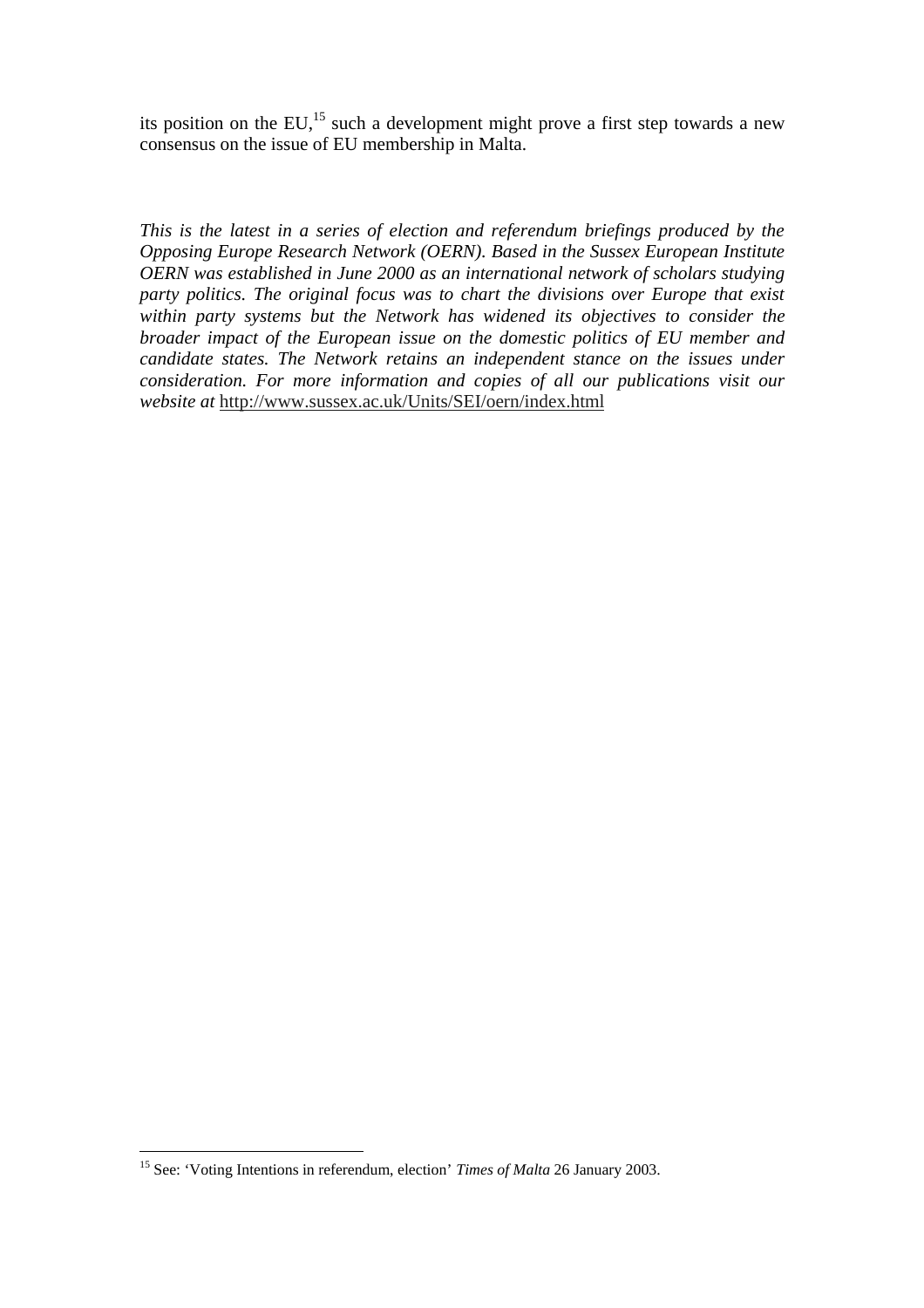its position on the EU,[15] such a development might prove a first step towards a new consensus on the issue of EU membership in Malta.

*This is the latest in a series of election and referendum briefings produced by the Opposing Europe Research Network (OERN). Based in the Sussex European Institute OERN was established in June 2000 as an international network of scholars studying party politics. The original focus was to chart the divisions over Europe that exist within party systems but the Network has widened its objectives to consider the broader impact of the European issue on the domestic politics of EU member and candidate states. The Network retains an independent stance on the issues under consideration. For more information and copies of all our publications visit our website at* http://www.sussex.ac.uk/Units/SEI/oern/index.html

---

[15] See: 'Voting Intentions in referendum, election' *Times of Malta* 26 January 2003.